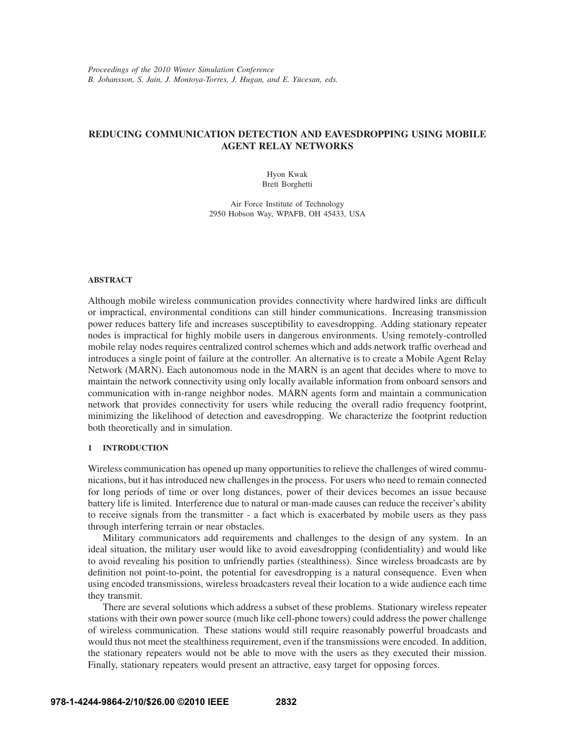*Proceedings of the 2010 Winter Simulation Conference*
*B. Johansson, S. Jain, J. Montoya-Torres, J. Hugan, and E. Yücesan, eds.*

# REDUCING COMMUNICATION DETECTION AND EAVESDROPPING USING MOBILE AGENT RELAY NETWORKS

Hyon Kwak
Brett Borghetti

Air Force Institute of Technology
2950 Hobson Way, WPAFB, OH 45433, USA

## ABSTRACT

Although mobile wireless communication provides connectivity where hardwired links are difficult or impractical, environmental conditions can still hinder communications. Increasing transmission power reduces battery life and increases susceptibility to eavesdropping. Adding stationary repeater nodes is impractical for highly mobile users in dangerous environments. Using remotely-controlled mobile relay nodes requires centralized control schemes which and adds network traffic overhead and introduces a single point of failure at the controller. An alternative is to create a Mobile Agent Relay Network (MARN). Each autonomous node in the MARN is an agent that decides where to move to maintain the network connectivity using only locally available information from onboard sensors and communication with in-range neighbor nodes. MARN agents form and maintain a communication network that provides connectivity for users while reducing the overall radio frequency footprint, minimizing the likelihood of detection and eavesdropping. We characterize the footprint reduction both theoretically and in simulation.

## 1 INTRODUCTION

Wireless communication has opened up many opportunities to relieve the challenges of wired communications, but it has introduced new challenges in the process. For users who need to remain connected for long periods of time or over long distances, power of their devices becomes an issue because battery life is limited. Interference due to natural or man-made causes can reduce the receiver's ability to receive signals from the transmitter - a fact which is exacerbated by mobile users as they pass through interfering terrain or near obstacles.

Military communicators add requirements and challenges to the design of any system. In an ideal situation, the military user would like to avoid eavesdropping (confidentiality) and would like to avoid revealing his position to unfriendly parties (stealthiness). Since wireless broadcasts are by definition not point-to-point, the potential for eavesdropping is a natural consequence. Even when using encoded transmissions, wireless broadcasters reveal their location to a wide audience each time they transmit.

There are several solutions which address a subset of these problems. Stationary wireless repeater stations with their own power source (much like cell-phone towers) could address the power challenge of wireless communication. These stations would still require reasonably powerful broadcasts and would thus not meet the stealthiness requirement, even if the transmissions were encoded. In addition, the stationary repeaters would not be able to move with the users as they executed their mission. Finally, stationary repeaters would present an attractive, easy target for opposing forces.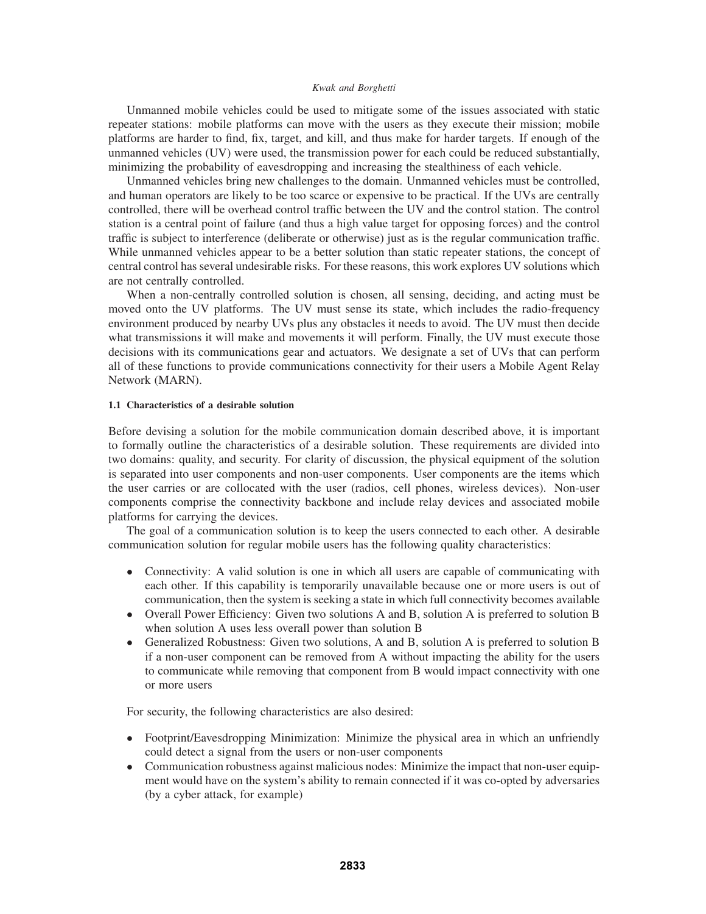Unmanned mobile vehicles could be used to mitigate some of the issues associated with static repeater stations: mobile platforms can move with the users as they execute their mission; mobile platforms are harder to find, fix, target, and kill, and thus make for harder targets. If enough of the unmanned vehicles (UV) were used, the transmission power for each could be reduced substantially, minimizing the probability of eavesdropping and increasing the stealthiness of each vehicle.

Unmanned vehicles bring new challenges to the domain. Unmanned vehicles must be controlled, and human operators are likely to be too scarce or expensive to be practical. If the UVs are centrally controlled, there will be overhead control traffic between the UV and the control station. The control station is a central point of failure (and thus a high value target for opposing forces) and the control traffic is subject to interference (deliberate or otherwise) just as is the regular communication traffic. While unmanned vehicles appear to be a better solution than static repeater stations, the concept of central control has several undesirable risks. For these reasons, this work explores UV solutions which are not centrally controlled.

When a non-centrally controlled solution is chosen, all sensing, deciding, and acting must be moved onto the UV platforms. The UV must sense its state, which includes the radio-frequency environment produced by nearby UVs plus any obstacles it needs to avoid. The UV must then decide what transmissions it will make and movements it will perform. Finally, the UV must execute those decisions with its communications gear and actuators. We designate a set of UVs that can perform all of these functions to provide communications connectivity for their users a Mobile Agent Relay Network (MARN).

### 1.1 Characteristics of a desirable solution

Before devising a solution for the mobile communication domain described above, it is important to formally outline the characteristics of a desirable solution. These requirements are divided into two domains: quality, and security. For clarity of discussion, the physical equipment of the solution is separated into user components and non-user components. User components are the items which the user carries or are collocated with the user (radios, cell phones, wireless devices). Non-user components comprise the connectivity backbone and include relay devices and associated mobile platforms for carrying the devices.

The goal of a communication solution is to keep the users connected to each other. A desirable communication solution for regular mobile users has the following quality characteristics:

- Connectivity: A valid solution is one in which all users are capable of communicating with each other. If this capability is temporarily unavailable because one or more users is out of communication, then the system is seeking a state in which full connectivity becomes available
- Overall Power Efficiency: Given two solutions A and B, solution A is preferred to solution B when solution A uses less overall power than solution B
- Generalized Robustness: Given two solutions, A and B, solution A is preferred to solution B if a non-user component can be removed from A without impacting the ability for the users to communicate while removing that component from B would impact connectivity with one or more users

For security, the following characteristics are also desired:

- Footprint/Eavesdropping Minimization: Minimize the physical area in which an unfriendly could detect a signal from the users or non-user components
- Communication robustness against malicious nodes: Minimize the impact that non-user equipment would have on the system's ability to remain connected if it was co-opted by adversaries (by a cyber attack, for example)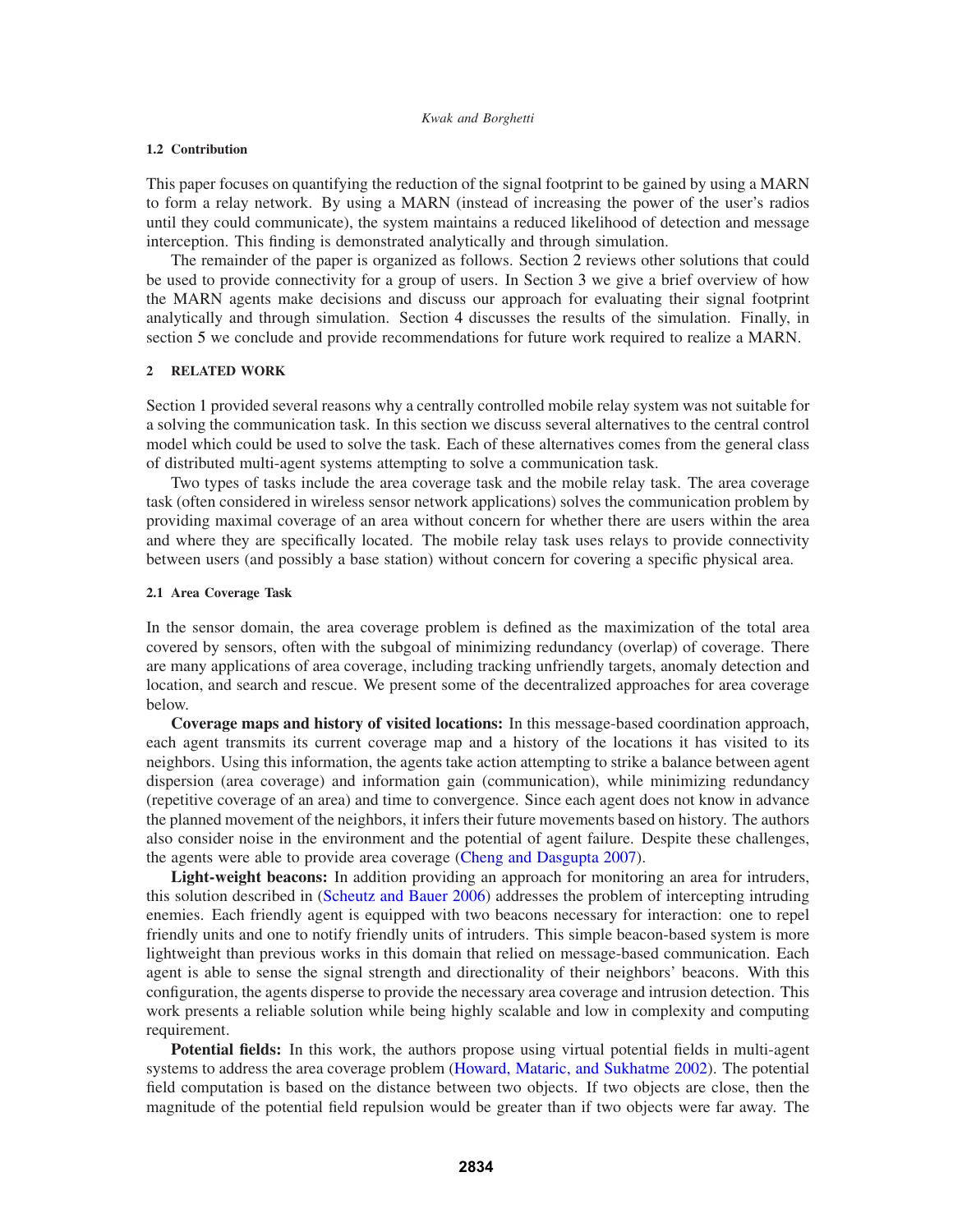### 1.2 Contribution

This paper focuses on quantifying the reduction of the signal footprint to be gained by using a MARN to form a relay network. By using a MARN (instead of increasing the power of the user's radios until they could communicate), the system maintains a reduced likelihood of detection and message interception. This finding is demonstrated analytically and through simulation.

The remainder of the paper is organized as follows. Section 2 reviews other solutions that could be used to provide connectivity for a group of users. In Section 3 we give a brief overview of how the MARN agents make decisions and discuss our approach for evaluating their signal footprint analytically and through simulation. Section 4 discusses the results of the simulation. Finally, in section 5 we conclude and provide recommendations for future work required to realize a MARN.

## 2 RELATED WORK

Section 1 provided several reasons why a centrally controlled mobile relay system was not suitable for a solving the communication task. In this section we discuss several alternatives to the central control model which could be used to solve the task. Each of these alternatives comes from the general class of distributed multi-agent systems attempting to solve a communication task.

Two types of tasks include the area coverage task and the mobile relay task. The area coverage task (often considered in wireless sensor network applications) solves the communication problem by providing maximal coverage of an area without concern for whether there are users within the area and where they are specifically located. The mobile relay task uses relays to provide connectivity between users (and possibly a base station) without concern for covering a specific physical area.

### 2.1 Area Coverage Task

In the sensor domain, the area coverage problem is defined as the maximization of the total area covered by sensors, often with the subgoal of minimizing redundancy (overlap) of coverage. There are many applications of area coverage, including tracking unfriendly targets, anomaly detection and location, and search and rescue. We present some of the decentralized approaches for area coverage below.

**Coverage maps and history of visited locations:** In this message-based coordination approach, each agent transmits its current coverage map and a history of the locations it has visited to its neighbors. Using this information, the agents take action attempting to strike a balance between agent dispersion (area coverage) and information gain (communication), while minimizing redundancy (repetitive coverage of an area) and time to convergence. Since each agent does not know in advance the planned movement of the neighbors, it infers their future movements based on history. The authors also consider noise in the environment and the potential of agent failure. Despite these challenges, the agents were able to provide area coverage (Cheng and Dasgupta 2007).

**Light-weight beacons:** In addition providing an approach for monitoring an area for intruders, this solution described in (Scheutz and Bauer 2006) addresses the problem of intercepting intruding enemies. Each friendly agent is equipped with two beacons necessary for interaction: one to repel friendly units and one to notify friendly units of intruders. This simple beacon-based system is more lightweight than previous works in this domain that relied on message-based communication. Each agent is able to sense the signal strength and directionality of their neighbors' beacons. With this configuration, the agents disperse to provide the necessary area coverage and intrusion detection. This work presents a reliable solution while being highly scalable and low in complexity and computing requirement.

**Potential fields:** In this work, the authors propose using virtual potential fields in multi-agent systems to address the area coverage problem (Howard, Mataric, and Sukhatme 2002). The potential field computation is based on the distance between two objects. If two objects are close, then the magnitude of the potential field repulsion would be greater than if two objects were far away. The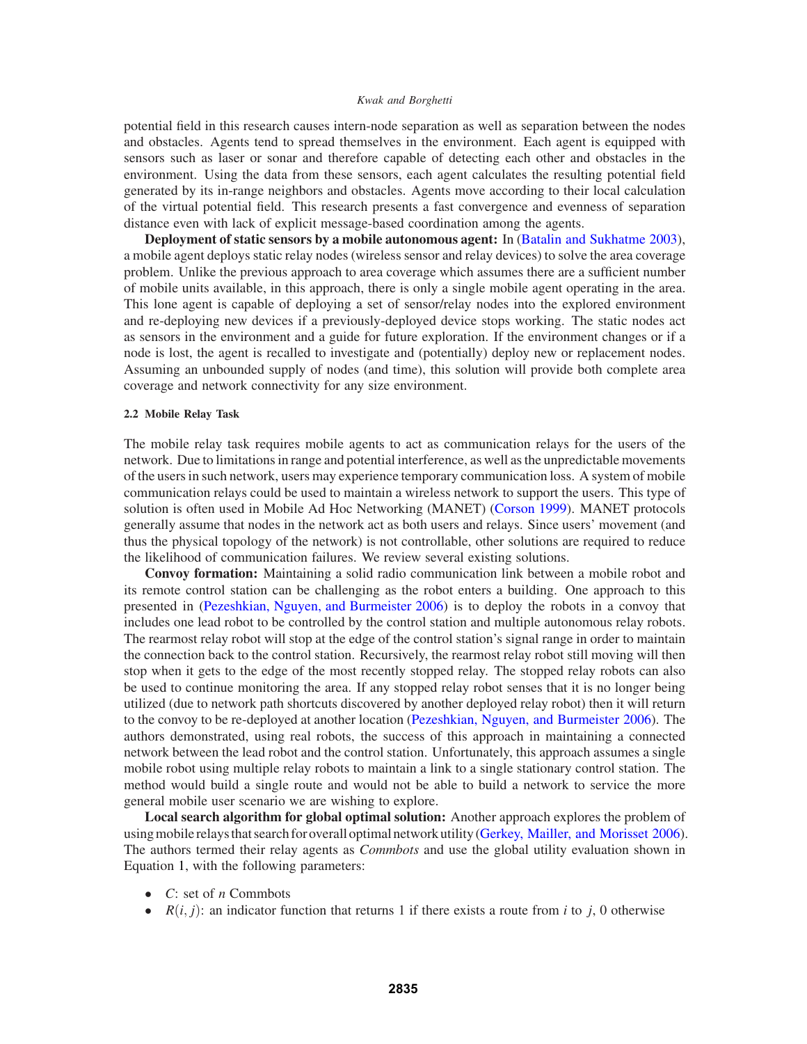potential field in this research causes intern-node separation as well as separation between the nodes and obstacles. Agents tend to spread themselves in the environment. Each agent is equipped with sensors such as laser or sonar and therefore capable of detecting each other and obstacles in the environment. Using the data from these sensors, each agent calculates the resulting potential field generated by its in-range neighbors and obstacles. Agents move according to their local calculation of the virtual potential field. This research presents a fast convergence and evenness of separation distance even with lack of explicit message-based coordination among the agents.

**Deployment of static sensors by a mobile autonomous agent:** In (Batalin and Sukhatme 2003), a mobile agent deploys static relay nodes (wireless sensor and relay devices) to solve the area coverage problem. Unlike the previous approach to area coverage which assumes there are a sufficient number of mobile units available, in this approach, there is only a single mobile agent operating in the area. This lone agent is capable of deploying a set of sensor/relay nodes into the explored environment and re-deploying new devices if a previously-deployed device stops working. The static nodes act as sensors in the environment and a guide for future exploration. If the environment changes or if a node is lost, the agent is recalled to investigate and (potentially) deploy new or replacement nodes. Assuming an unbounded supply of nodes (and time), this solution will provide both complete area coverage and network connectivity for any size environment.

### 2.2 Mobile Relay Task

The mobile relay task requires mobile agents to act as communication relays for the users of the network. Due to limitations in range and potential interference, as well as the unpredictable movements of the users in such network, users may experience temporary communication loss. A system of mobile communication relays could be used to maintain a wireless network to support the users. This type of solution is often used in Mobile Ad Hoc Networking (MANET) (Corson 1999). MANET protocols generally assume that nodes in the network act as both users and relays. Since users' movement (and thus the physical topology of the network) is not controllable, other solutions are required to reduce the likelihood of communication failures. We review several existing solutions.

**Convoy formation:** Maintaining a solid radio communication link between a mobile robot and its remote control station can be challenging as the robot enters a building. One approach to this presented in (Pezeshkian, Nguyen, and Burmeister 2006) is to deploy the robots in a convoy that includes one lead robot to be controlled by the control station and multiple autonomous relay robots. The rearmost relay robot will stop at the edge of the control station's signal range in order to maintain the connection back to the control station. Recursively, the rearmost relay robot still moving will then stop when it gets to the edge of the most recently stopped relay. The stopped relay robots can also be used to continue monitoring the area. If any stopped relay robot senses that it is no longer being utilized (due to network path shortcuts discovered by another deployed relay robot) then it will return to the convoy to be re-deployed at another location (Pezeshkian, Nguyen, and Burmeister 2006). The authors demonstrated, using real robots, the success of this approach in maintaining a connected network between the lead robot and the control station. Unfortunately, this approach assumes a single mobile robot using multiple relay robots to maintain a link to a single stationary control station. The method would build a single route and would not be able to build a network to service the more general mobile user scenario we are wishing to explore.

**Local search algorithm for global optimal solution:** Another approach explores the problem of using mobile relays that search for overall optimal network utility (Gerkey, Mailler, and Morisset 2006). The authors termed their relay agents as *Commbots* and use the global utility evaluation shown in Equation 1, with the following parameters:

- $C$: set of $n$ Commbots
- $R(i, j)$: an indicator function that returns 1 if there exists a route from $i$ to $j$, 0 otherwise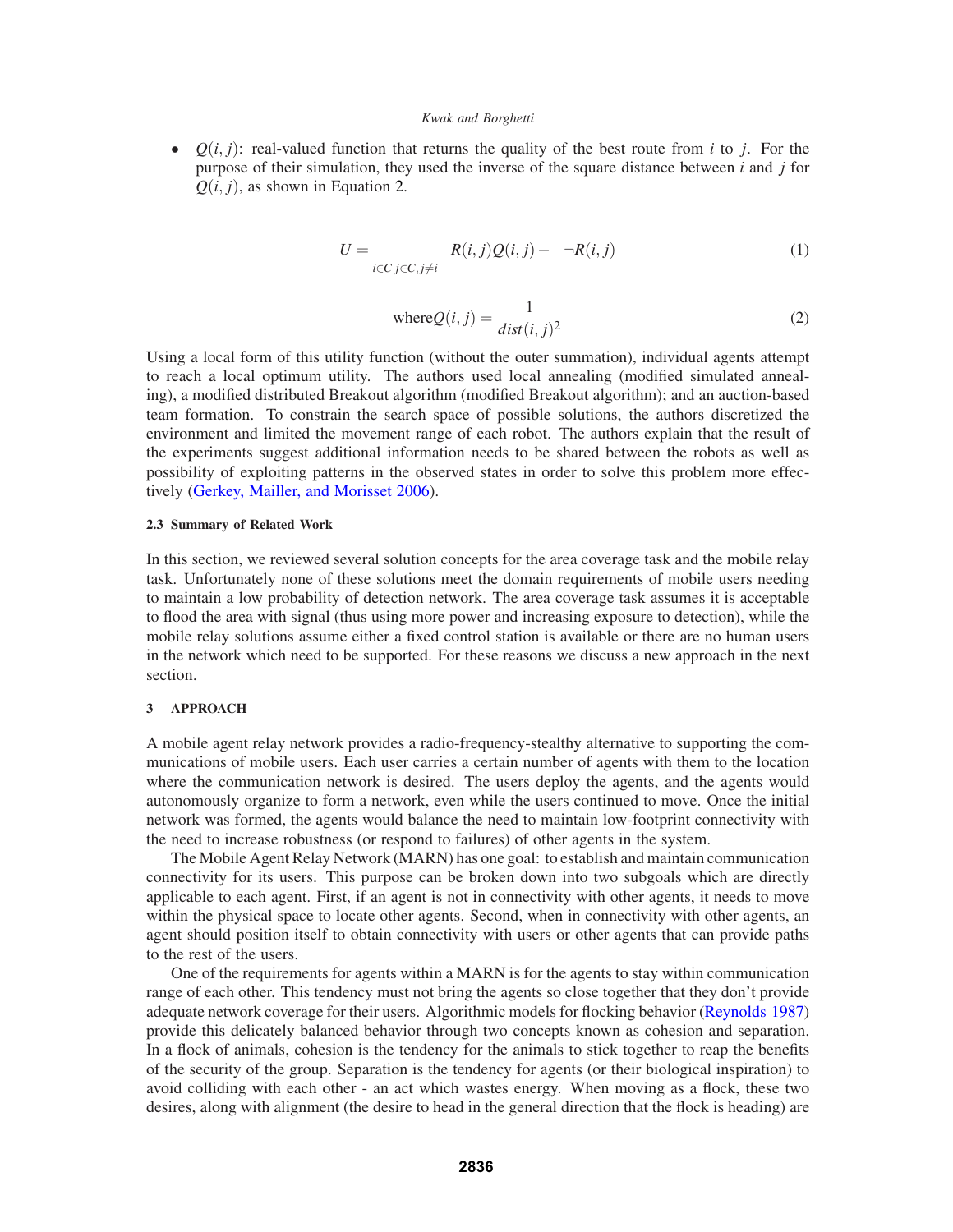- $Q(i, j)$: real-valued function that returns the quality of the best route from $i$ to $j$. For the purpose of their simulation, they used the inverse of the square distance between $i$ and $j$ for $Q(i, j)$, as shown in Equation 2.

$$U = \sum_{i \in C} \sum_{j \in C, j \neq i} R(i,j)Q(i,j) - \neg R(i,j) \tag{1}$$

$$\text{where} Q(i,j) = \frac{1}{dist(i,j)^2} \tag{2}$$

Using a local form of this utility function (without the outer summation), individual agents attempt to reach a local optimum utility. The authors used local annealing (modified simulated annealing), a modified distributed Breakout algorithm (modified Breakout algorithm); and an auction-based team formation. To constrain the search space of possible solutions, the authors discretized the environment and limited the movement range of each robot. The authors explain that the result of the experiments suggest additional information needs to be shared between the robots as well as possibility of exploiting patterns in the observed states in order to solve this problem more effectively (Gerkey, Mailler, and Morisset 2006).

### 2.3 Summary of Related Work

In this section, we reviewed several solution concepts for the area coverage task and the mobile relay task. Unfortunately none of these solutions meet the domain requirements of mobile users needing to maintain a low probability of detection network. The area coverage task assumes it is acceptable to flood the area with signal (thus using more power and increasing exposure to detection), while the mobile relay solutions assume either a fixed control station is available or there are no human users in the network which need to be supported. For these reasons we discuss a new approach in the next section.

## 3 APPROACH

A mobile agent relay network provides a radio-frequency-stealthy alternative to supporting the communications of mobile users. Each user carries a certain number of agents with them to the location where the communication network is desired. The users deploy the agents, and the agents would autonomously organize to form a network, even while the users continued to move. Once the initial network was formed, the agents would balance the need to maintain low-footprint connectivity with the need to increase robustness (or respond to failures) of other agents in the system.

The Mobile Agent Relay Network (MARN) has one goal: to establish and maintain communication connectivity for its users. This purpose can be broken down into two subgoals which are directly applicable to each agent. First, if an agent is not in connectivity with other agents, it needs to move within the physical space to locate other agents. Second, when in connectivity with other agents, an agent should position itself to obtain connectivity with users or other agents that can provide paths to the rest of the users.

One of the requirements for agents within a MARN is for the agents to stay within communication range of each other. This tendency must not bring the agents so close together that they don't provide adequate network coverage for their users. Algorithmic models for flocking behavior (Reynolds 1987) provide this delicately balanced behavior through two concepts known as cohesion and separation. In a flock of animals, cohesion is the tendency for the animals to stick together to reap the benefits of the security of the group. Separation is the tendency for agents (or their biological inspiration) to avoid colliding with each other - an act which wastes energy. When moving as a flock, these two desires, along with alignment (the desire to head in the general direction that the flock is heading) are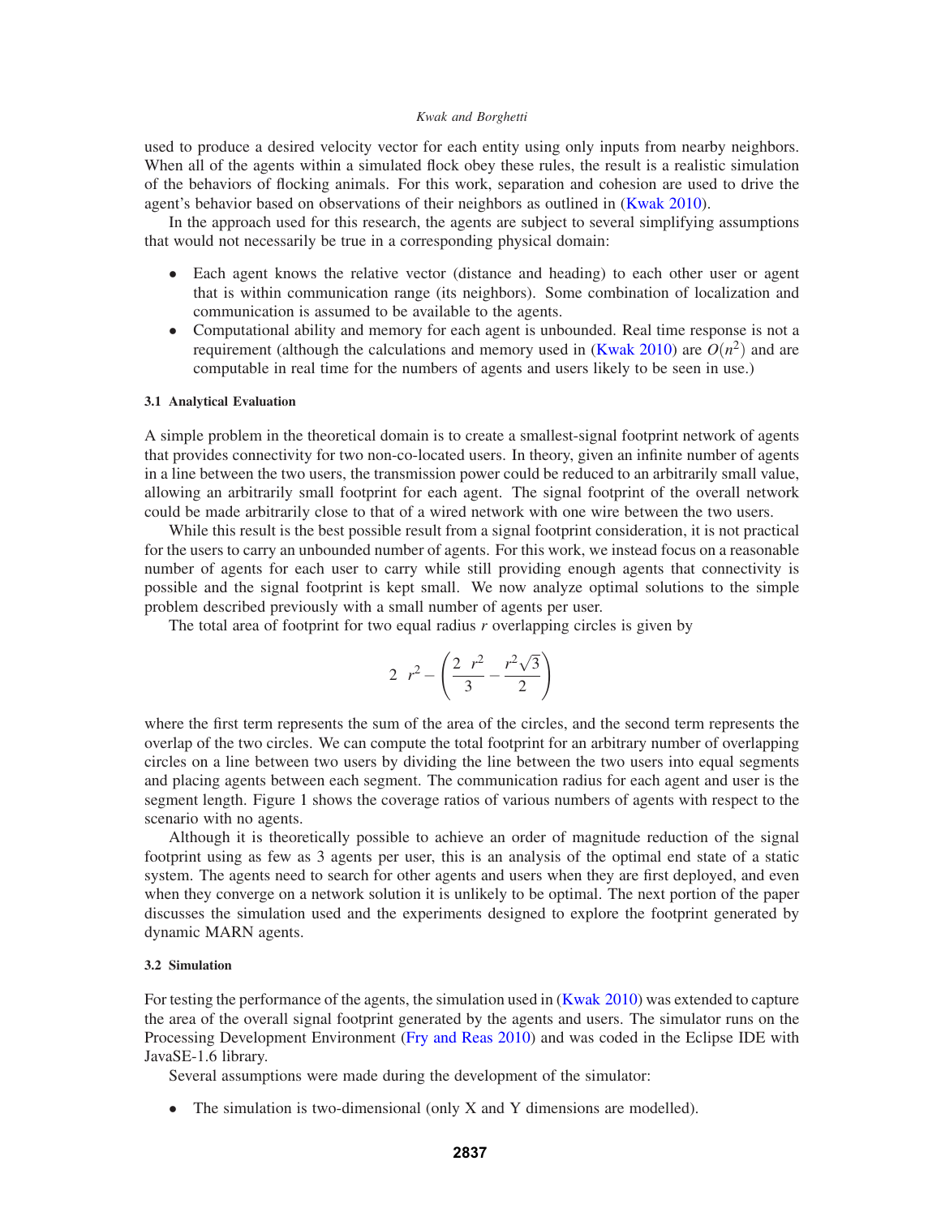used to produce a desired velocity vector for each entity using only inputs from nearby neighbors. When all of the agents within a simulated flock obey these rules, the result is a realistic simulation of the behaviors of flocking animals. For this work, separation and cohesion are used to drive the agent's behavior based on observations of their neighbors as outlined in (Kwak 2010).

In the approach used for this research, the agents are subject to several simplifying assumptions that would not necessarily be true in a corresponding physical domain:

- Each agent knows the relative vector (distance and heading) to each other user or agent that is within communication range (its neighbors). Some combination of localization and communication is assumed to be available to the agents.
- Computational ability and memory for each agent is unbounded. Real time response is not a requirement (although the calculations and memory used in (Kwak 2010) are $O(n^2)$ and are computable in real time for the numbers of agents and users likely to be seen in use.)

#### 3.1 Analytical Evaluation

A simple problem in the theoretical domain is to create a smallest-signal footprint network of agents that provides connectivity for two non-co-located users. In theory, given an infinite number of agents in a line between the two users, the transmission power could be reduced to an arbitrarily small value, allowing an arbitrarily small footprint for each agent. The signal footprint of the overall network could be made arbitrarily close to that of a wired network with one wire between the two users.

While this result is the best possible result from a signal footprint consideration, it is not practical for the users to carry an unbounded number of agents. For this work, we instead focus on a reasonable number of agents for each user to carry while still providing enough agents that connectivity is possible and the signal footprint is kept small. We now analyze optimal solutions to the simple problem described previously with a small number of agents per user.

The total area of footprint for two equal radius $r$ overlapping circles is given by

$$2\pi r^2 - \left(\frac{2\pi r^2}{3} - \frac{r^2\sqrt{3}}{2}\right)$$

where the first term represents the sum of the area of the circles, and the second term represents the overlap of the two circles. We can compute the total footprint for an arbitrary number of overlapping circles on a line between two users by dividing the line between the two users into equal segments and placing agents between each segment. The communication radius for each agent and user is the segment length. Figure 1 shows the coverage ratios of various numbers of agents with respect to the scenario with no agents.

Although it is theoretically possible to achieve an order of magnitude reduction of the signal footprint using as few as 3 agents per user, this is an analysis of the optimal end state of a static system. The agents need to search for other agents and users when they are first deployed, and even when they converge on a network solution it is unlikely to be optimal. The next portion of the paper discusses the simulation used and the experiments designed to explore the footprint generated by dynamic MARN agents.

#### 3.2 Simulation

For testing the performance of the agents, the simulation used in (Kwak 2010) was extended to capture the area of the overall signal footprint generated by the agents and users. The simulator runs on the Processing Development Environment (Fry and Reas 2010) and was coded in the Eclipse IDE with JavaSE-1.6 library.

Several assumptions were made during the development of the simulator:

- The simulation is two-dimensional (only X and Y dimensions are modelled).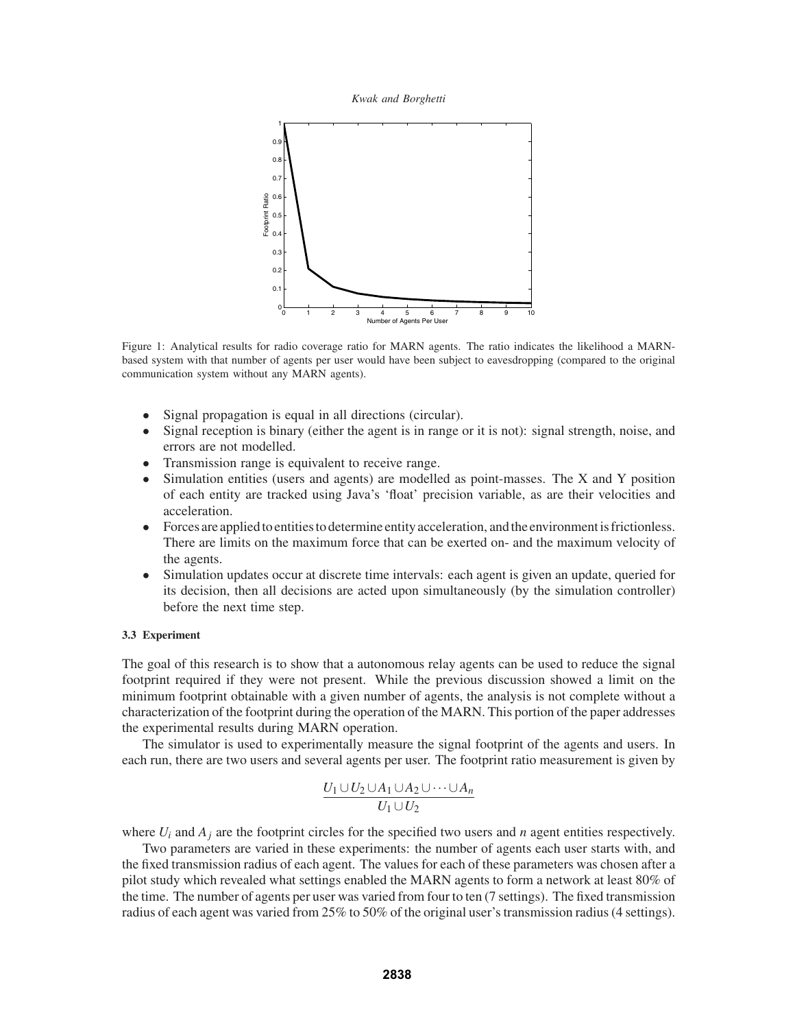Figure 1: Analytical results for radio coverage ratio for MARN agents. The ratio indicates the likelihood a MARN-based system with that number of agents per user would have been subject to eavesdropping (compared to the original communication system without any MARN agents).

- Signal propagation is equal in all directions (circular).
- Signal reception is binary (either the agent is in range or it is not): signal strength, noise, and errors are not modelled.
- Transmission range is equivalent to receive range.
- Simulation entities (users and agents) are modelled as point-masses. The X and Y position of each entity are tracked using Java's 'float' precision variable, as are their velocities and acceleration.
- Forces are applied to entities to determine entity acceleration, and the environment is frictionless. There are limits on the maximum force that can be exerted on- and the maximum velocity of the agents.
- Simulation updates occur at discrete time intervals: each agent is given an update, queried for its decision, then all decisions are acted upon simultaneously (by the simulation controller) before the next time step.

### 3.3 Experiment

The goal of this research is to show that a autonomous relay agents can be used to reduce the signal footprint required if they were not present. While the previous discussion showed a limit on the minimum footprint obtainable with a given number of agents, the analysis is not complete without a characterization of the footprint during the operation of the MARN. This portion of the paper addresses the experimental results during MARN operation.

The simulator is used to experimentally measure the signal footprint of the agents and users. In each run, there are two users and several agents per user. The footprint ratio measurement is given by

$$\frac{U_1 \cup U_2 \cup A_1 \cup A_2 \cup \cdots \cup A_n}{U_1 \cup U_2}$$

where $U_i$ and $A_j$ are the footprint circles for the specified two users and $n$ agent entities respectively.

Two parameters are varied in these experiments: the number of agents each user starts with, and the fixed transmission radius of each agent. The values for each of these parameters was chosen after a pilot study which revealed what settings enabled the MARN agents to form a network at least 80% of the time. The number of agents per user was varied from four to ten (7 settings). The fixed transmission radius of each agent was varied from 25% to 50% of the original user's transmission radius (4 settings).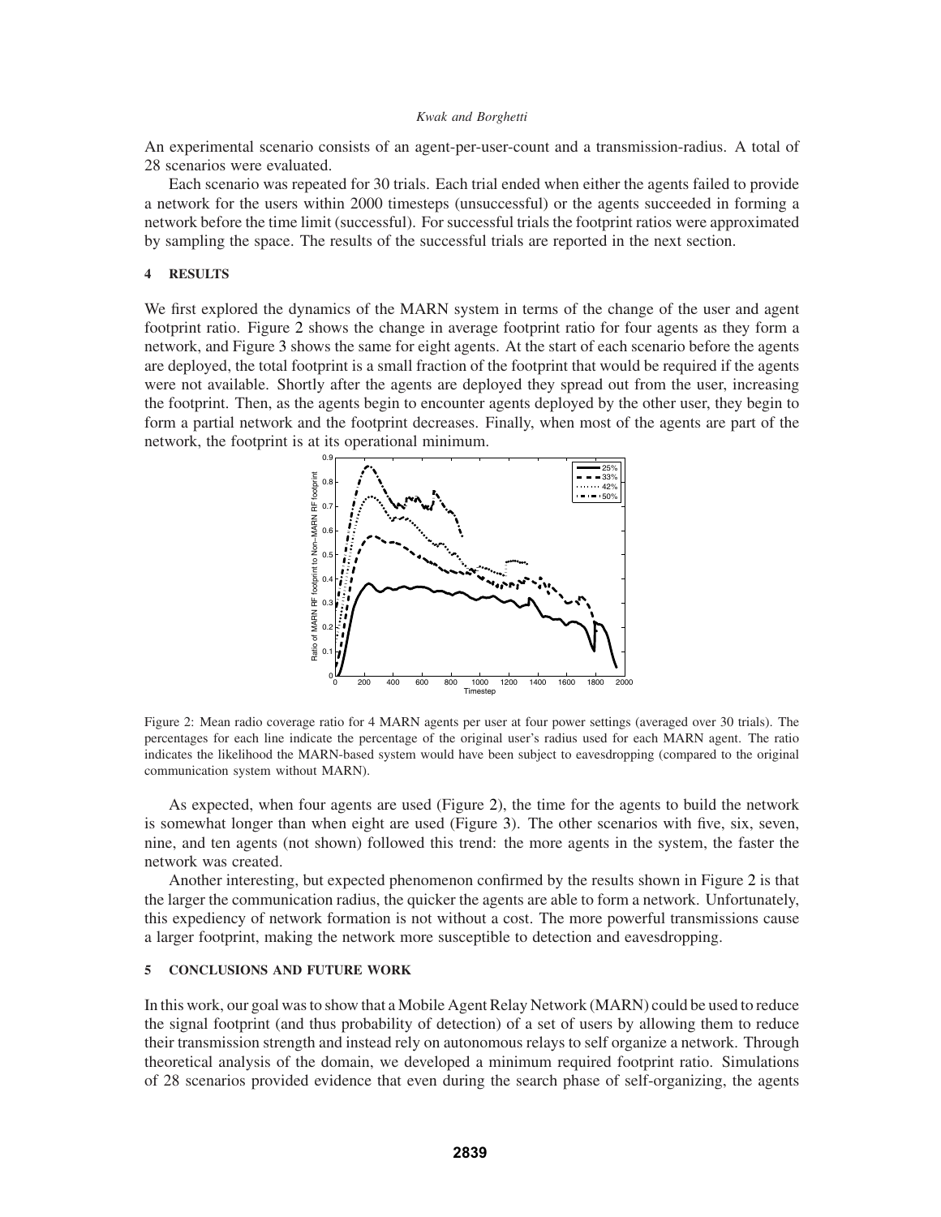An experimental scenario consists of an agent-per-user-count and a transmission-radius. A total of 28 scenarios were evaluated.

Each scenario was repeated for 30 trials. Each trial ended when either the agents failed to provide a network for the users within 2000 timesteps (unsuccessful) or the agents succeeded in forming a network before the time limit (successful). For successful trials the footprint ratios were approximated by sampling the space. The results of the successful trials are reported in the next section.

## 4 RESULTS

We first explored the dynamics of the MARN system in terms of the change of the user and agent footprint ratio. Figure 2 shows the change in average footprint ratio for four agents as they form a network, and Figure 3 shows the same for eight agents. At the start of each scenario before the agents are deployed, the total footprint is a small fraction of the footprint that would be required if the agents were not available. Shortly after the agents are deployed they spread out from the user, increasing the footprint. Then, as the agents begin to encounter agents deployed by the other user, they begin to form a partial network and the footprint decreases. Finally, when most of the agents are part of the network, the footprint is at its operational minimum.

Figure 2: Mean radio coverage ratio for 4 MARN agents per user at four power settings (averaged over 30 trials). The percentages for each line indicate the percentage of the original user's radius used for each MARN agent. The ratio indicates the likelihood the MARN-based system would have been subject to eavesdropping (compared to the original communication system without MARN).

As expected, when four agents are used (Figure 2), the time for the agents to build the network is somewhat longer than when eight are used (Figure 3). The other scenarios with five, six, seven, nine, and ten agents (not shown) followed this trend: the more agents in the system, the faster the network was created.

Another interesting, but expected phenomenon confirmed by the results shown in Figure 2 is that the larger the communication radius, the quicker the agents are able to form a network. Unfortunately, this expediency of network formation is not without a cost. The more powerful transmissions cause a larger footprint, making the network more susceptible to detection and eavesdropping.

## 5 CONCLUSIONS AND FUTURE WORK

In this work, our goal was to show that a Mobile Agent Relay Network (MARN) could be used to reduce the signal footprint (and thus probability of detection) of a set of users by allowing them to reduce their transmission strength and instead rely on autonomous relays to self organize a network. Through theoretical analysis of the domain, we developed a minimum required footprint ratio. Simulations of 28 scenarios provided evidence that even during the search phase of self-organizing, the agents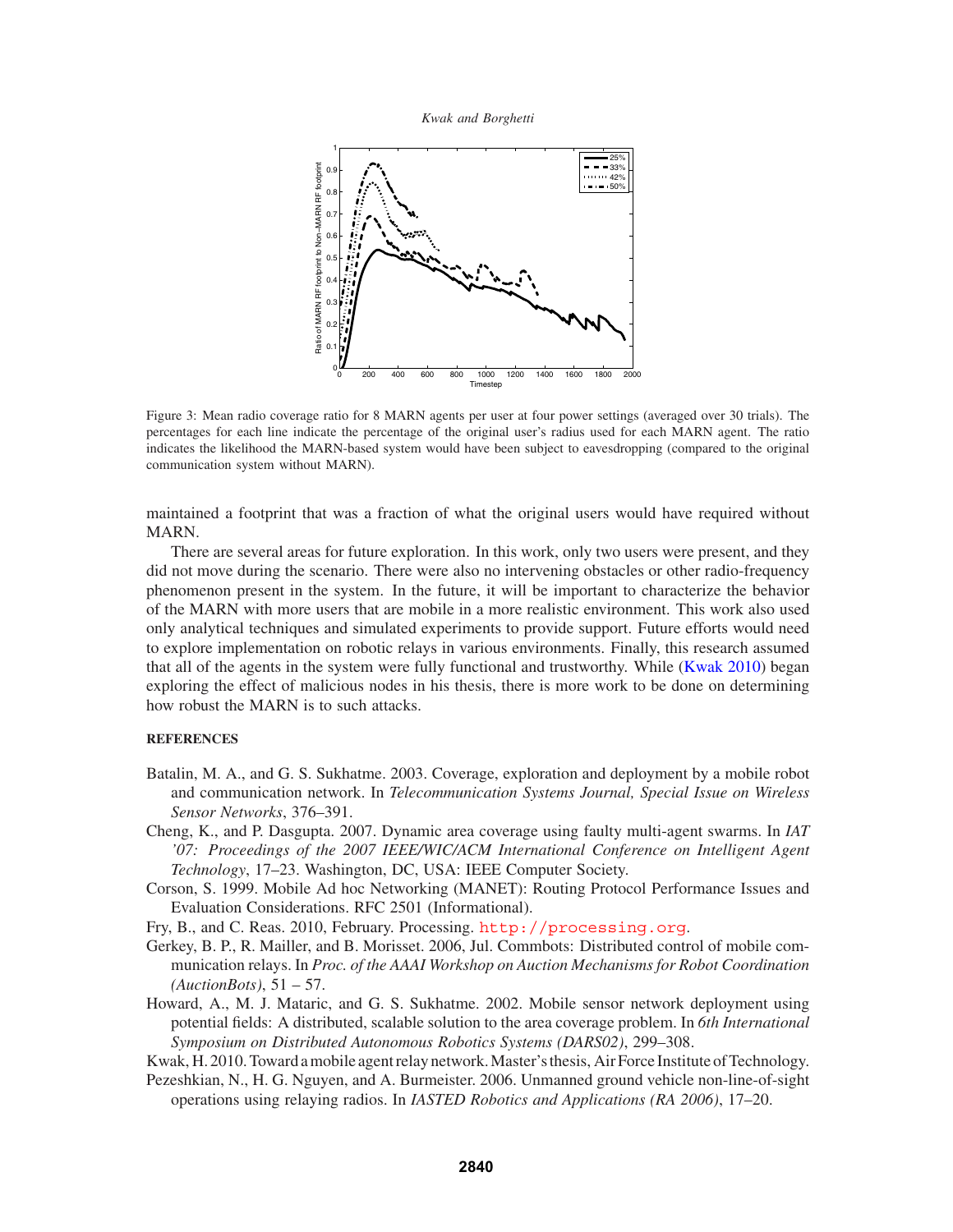Figure 3: Mean radio coverage ratio for 8 MARN agents per user at four power settings (averaged over 30 trials). The percentages for each line indicate the percentage of the original user's radius used for each MARN agent. The ratio indicates the likelihood the MARN-based system would have been subject to eavesdropping (compared to the original communication system without MARN).

maintained a footprint that was a fraction of what the original users would have required without MARN.

There are several areas for future exploration. In this work, only two users were present, and they did not move during the scenario. There were also no intervening obstacles or other radio-frequency phenomenon present in the system. In the future, it will be important to characterize the behavior of the MARN with more users that are mobile in a more realistic environment. This work also used only analytical techniques and simulated experiments to provide support. Future efforts would need to explore implementation on robotic relays in various environments. Finally, this research assumed that all of the agents in the system were fully functional and trustworthy. While (Kwak 2010) began exploring the effect of malicious nodes in his thesis, there is more work to be done on determining how robust the MARN is to such attacks.

## REFERENCES

Batalin, M. A., and G. S. Sukhatme. 2003. Coverage, exploration and deployment by a mobile robot and communication network. In *Telecommunication Systems Journal, Special Issue on Wireless Sensor Networks*, 376–391.

Cheng, K., and P. Dasgupta. 2007. Dynamic area coverage using faulty multi-agent swarms. In *IAT '07: Proceedings of the 2007 IEEE/WIC/ACM International Conference on Intelligent Agent Technology*, 17–23. Washington, DC, USA: IEEE Computer Society.

Corson, S. 1999. Mobile Ad hoc Networking (MANET): Routing Protocol Performance Issues and Evaluation Considerations. RFC 2501 (Informational).

Fry, B., and C. Reas. 2010, February. Processing. http://processing.org.

Gerkey, B. P., R. Mailler, and B. Morisset. 2006, Jul. Commbots: Distributed control of mobile communication relays. In *Proc. of the AAAI Workshop on Auction Mechanisms for Robot Coordination (AuctionBots)*, 51 – 57.

Howard, A., M. J. Mataric, and G. S. Sukhatme. 2002. Mobile sensor network deployment using potential fields: A distributed, scalable solution to the area coverage problem. In *6th International Symposium on Distributed Autonomous Robotics Systems (DARS02)*, 299–308.

Kwak, H. 2010. Toward a mobile agent relay network. Master's thesis, Air Force Institute of Technology.

Pezeshkian, N., H. G. Nguyen, and A. Burmeister. 2006. Unmanned ground vehicle non-line-of-sight operations using relaying radios. In *IASTED Robotics and Applications (RA 2006)*, 17–20.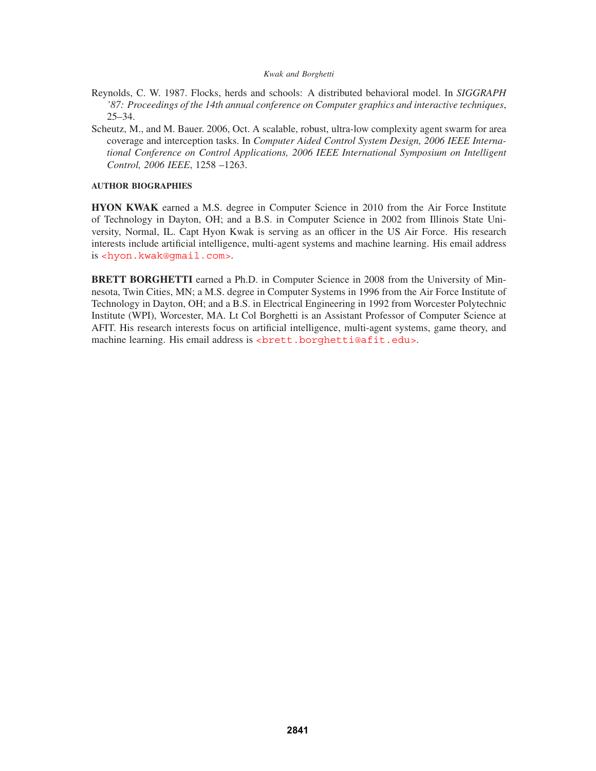Reynolds, C. W. 1987. Flocks, herds and schools: A distributed behavioral model. In *SIGGRAPH '87: Proceedings of the 14th annual conference on Computer graphics and interactive techniques*, 25–34.

Scheutz, M., and M. Bauer. 2006, Oct. A scalable, robust, ultra-low complexity agent swarm for area coverage and interception tasks. In *Computer Aided Control System Design, 2006 IEEE International Conference on Control Applications, 2006 IEEE International Symposium on Intelligent Control, 2006 IEEE*, 1258 –1263.

### AUTHOR BIOGRAPHIES

**HYON KWAK** earned a M.S. degree in Computer Science in 2010 from the Air Force Institute of Technology in Dayton, OH; and a B.S. in Computer Science in 2002 from Illinois State University, Normal, IL. Capt Hyon Kwak is serving as an officer in the US Air Force. His research interests include artificial intelligence, multi-agent systems and machine learning. His email address is <hyon.kwak@gmail.com>.

**BRETT BORGHETTI** earned a Ph.D. in Computer Science in 2008 from the University of Minnesota, Twin Cities, MN; a M.S. degree in Computer Systems in 1996 from the Air Force Institute of Technology in Dayton, OH; and a B.S. in Electrical Engineering in 1992 from Worcester Polytechnic Institute (WPI), Worcester, MA. Lt Col Borghetti is an Assistant Professor of Computer Science at AFIT. His research interests focus on artificial intelligence, multi-agent systems, game theory, and machine learning. His email address is <brett.borghetti@afit.edu>.